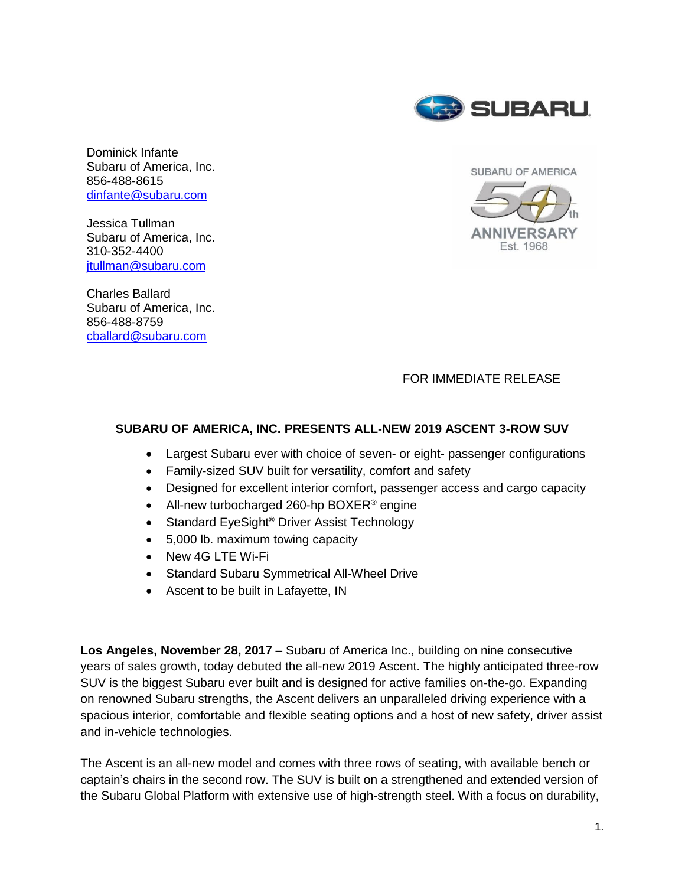Dominick Infante
Subaru of America, Inc.
856-488-8615
dinfante@subaru.com

Jessica Tullman
Subaru of America, Inc.
310-352-4400
jtullman@subaru.com

Charles Ballard
Subaru of America, Inc.
856-488-8759
cballard@subaru.com

FOR IMMEDIATE RELEASE

**SUBARU OF AMERICA, INC. PRESENTS ALL-NEW 2019 ASCENT 3-ROW SUV**

- Largest Subaru ever with choice of seven- or eight- passenger configurations
- Family-sized SUV built for versatility, comfort and safety
- Designed for excellent interior comfort, passenger access and cargo capacity
- All-new turbocharged 260-hp BOXER® engine
- Standard EyeSight® Driver Assist Technology
- 5,000 lb. maximum towing capacity
- New 4G LTE Wi-Fi
- Standard Subaru Symmetrical All-Wheel Drive
- Ascent to be built in Lafayette, IN

**Los Angeles, November 28, 2017** – Subaru of America Inc., building on nine consecutive years of sales growth, today debuted the all-new 2019 Ascent. The highly anticipated three-row SUV is the biggest Subaru ever built and is designed for active families on-the-go. Expanding on renowned Subaru strengths, the Ascent delivers an unparalleled driving experience with a spacious interior, comfortable and flexible seating options and a host of new safety, driver assist and in-vehicle technologies.

The Ascent is an all-new model and comes with three rows of seating, with available bench or captain's chairs in the second row. The SUV is built on a strengthened and extended version of the Subaru Global Platform with extensive use of high-strength steel. With a focus on durability,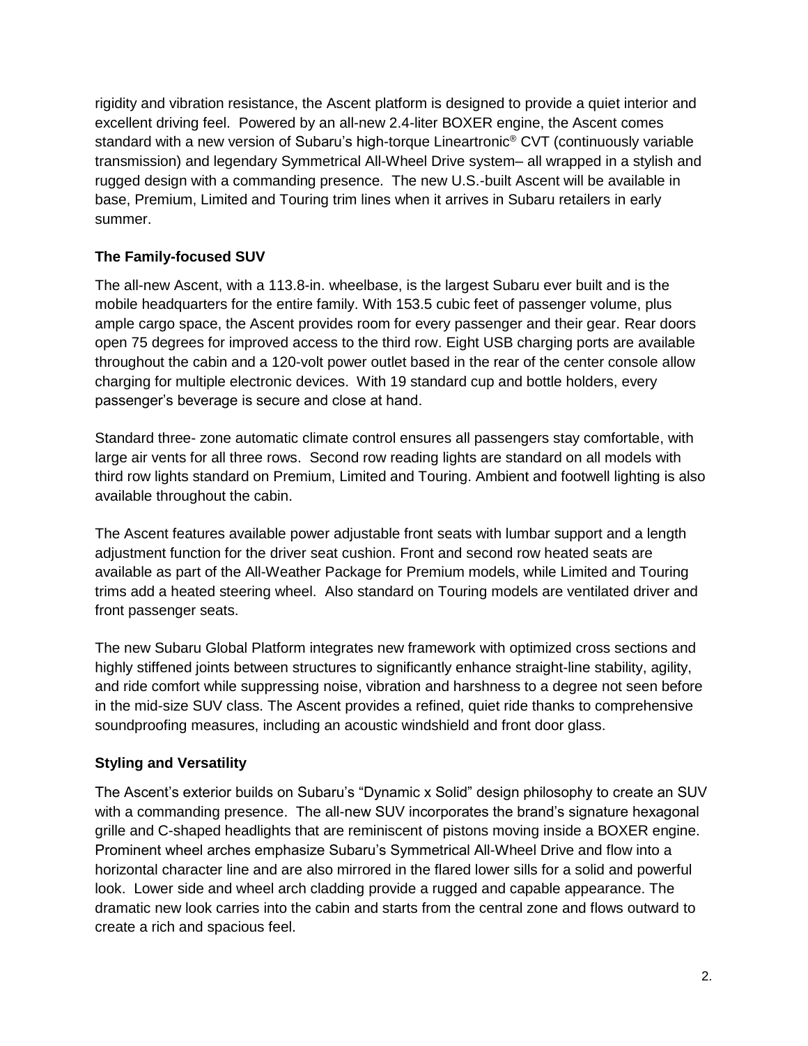rigidity and vibration resistance, the Ascent platform is designed to provide a quiet interior and excellent driving feel. Powered by an all-new 2.4-liter BOXER engine, the Ascent comes standard with a new version of Subaru's high-torque Lineartronic® CVT (continuously variable transmission) and legendary Symmetrical All-Wheel Drive system– all wrapped in a stylish and rugged design with a commanding presence. The new U.S.-built Ascent will be available in base, Premium, Limited and Touring trim lines when it arrives in Subaru retailers in early summer.

**The Family-focused SUV**

The all-new Ascent, with a 113.8-in. wheelbase, is the largest Subaru ever built and is the mobile headquarters for the entire family. With 153.5 cubic feet of passenger volume, plus ample cargo space, the Ascent provides room for every passenger and their gear. Rear doors open 75 degrees for improved access to the third row. Eight USB charging ports are available throughout the cabin and a 120-volt power outlet based in the rear of the center console allow charging for multiple electronic devices. With 19 standard cup and bottle holders, every passenger's beverage is secure and close at hand.

Standard three- zone automatic climate control ensures all passengers stay comfortable, with large air vents for all three rows. Second row reading lights are standard on all models with third row lights standard on Premium, Limited and Touring. Ambient and footwell lighting is also available throughout the cabin.

The Ascent features available power adjustable front seats with lumbar support and a length adjustment function for the driver seat cushion. Front and second row heated seats are available as part of the All-Weather Package for Premium models, while Limited and Touring trims add a heated steering wheel. Also standard on Touring models are ventilated driver and front passenger seats.

The new Subaru Global Platform integrates new framework with optimized cross sections and highly stiffened joints between structures to significantly enhance straight-line stability, agility, and ride comfort while suppressing noise, vibration and harshness to a degree not seen before in the mid-size SUV class. The Ascent provides a refined, quiet ride thanks to comprehensive soundproofing measures, including an acoustic windshield and front door glass.

**Styling and Versatility**

The Ascent's exterior builds on Subaru's "Dynamic x Solid" design philosophy to create an SUV with a commanding presence. The all-new SUV incorporates the brand's signature hexagonal grille and C-shaped headlights that are reminiscent of pistons moving inside a BOXER engine. Prominent wheel arches emphasize Subaru's Symmetrical All-Wheel Drive and flow into a horizontal character line and are also mirrored in the flared lower sills for a solid and powerful look. Lower side and wheel arch cladding provide a rugged and capable appearance. The dramatic new look carries into the cabin and starts from the central zone and flows outward to create a rich and spacious feel.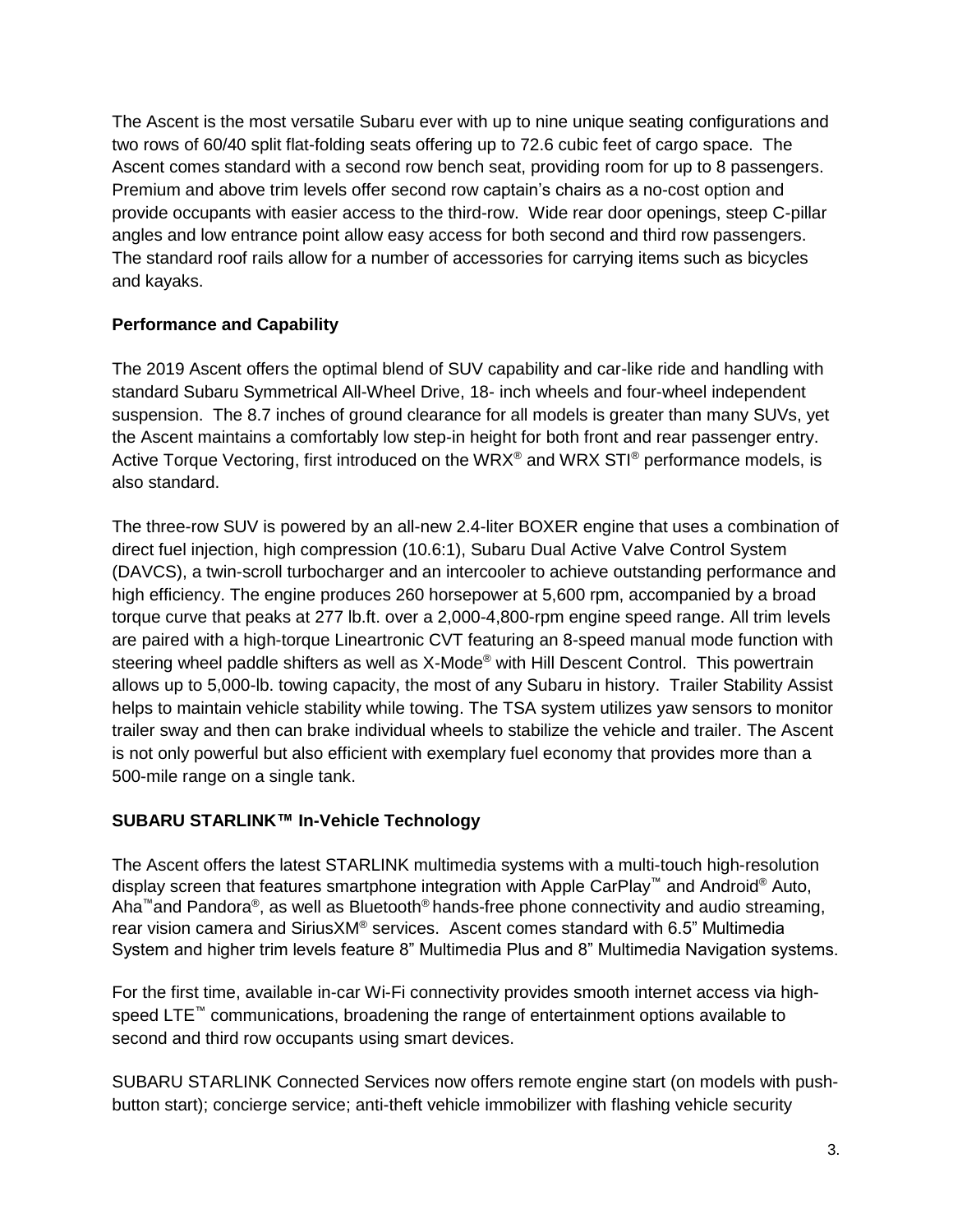The Ascent is the most versatile Subaru ever with up to nine unique seating configurations and two rows of 60/40 split flat-folding seats offering up to 72.6 cubic feet of cargo space. The Ascent comes standard with a second row bench seat, providing room for up to 8 passengers. Premium and above trim levels offer second row captain's chairs as a no-cost option and provide occupants with easier access to the third-row. Wide rear door openings, steep C-pillar angles and low entrance point allow easy access for both second and third row passengers. The standard roof rails allow for a number of accessories for carrying items such as bicycles and kayaks.

**Performance and Capability**

The 2019 Ascent offers the optimal blend of SUV capability and car-like ride and handling with standard Subaru Symmetrical All-Wheel Drive, 18- inch wheels and four-wheel independent suspension. The 8.7 inches of ground clearance for all models is greater than many SUVs, yet the Ascent maintains a comfortably low step-in height for both front and rear passenger entry. Active Torque Vectoring, first introduced on the WRX® and WRX STI® performance models, is also standard.

The three-row SUV is powered by an all-new 2.4-liter BOXER engine that uses a combination of direct fuel injection, high compression (10.6:1), Subaru Dual Active Valve Control System (DAVCS), a twin-scroll turbocharger and an intercooler to achieve outstanding performance and high efficiency. The engine produces 260 horsepower at 5,600 rpm, accompanied by a broad torque curve that peaks at 277 lb.ft. over a 2,000-4,800-rpm engine speed range. All trim levels are paired with a high-torque Lineartronic CVT featuring an 8-speed manual mode function with steering wheel paddle shifters as well as X-Mode® with Hill Descent Control. This powertrain allows up to 5,000-lb. towing capacity, the most of any Subaru in history. Trailer Stability Assist helps to maintain vehicle stability while towing. The TSA system utilizes yaw sensors to monitor trailer sway and then can brake individual wheels to stabilize the vehicle and trailer. The Ascent is not only powerful but also efficient with exemplary fuel economy that provides more than a 500-mile range on a single tank.

**SUBARU STARLINK™ In-Vehicle Technology**

The Ascent offers the latest STARLINK multimedia systems with a multi-touch high-resolution display screen that features smartphone integration with Apple CarPlay™ and Android® Auto, Aha™and Pandora®, as well as Bluetooth® hands-free phone connectivity and audio streaming, rear vision camera and SiriusXM® services. Ascent comes standard with 6.5" Multimedia System and higher trim levels feature 8" Multimedia Plus and 8" Multimedia Navigation systems.

For the first time, available in-car Wi-Fi connectivity provides smooth internet access via high-speed LTE™ communications, broadening the range of entertainment options available to second and third row occupants using smart devices.

SUBARU STARLINK Connected Services now offers remote engine start (on models with push-button start); concierge service; anti-theft vehicle immobilizer with flashing vehicle security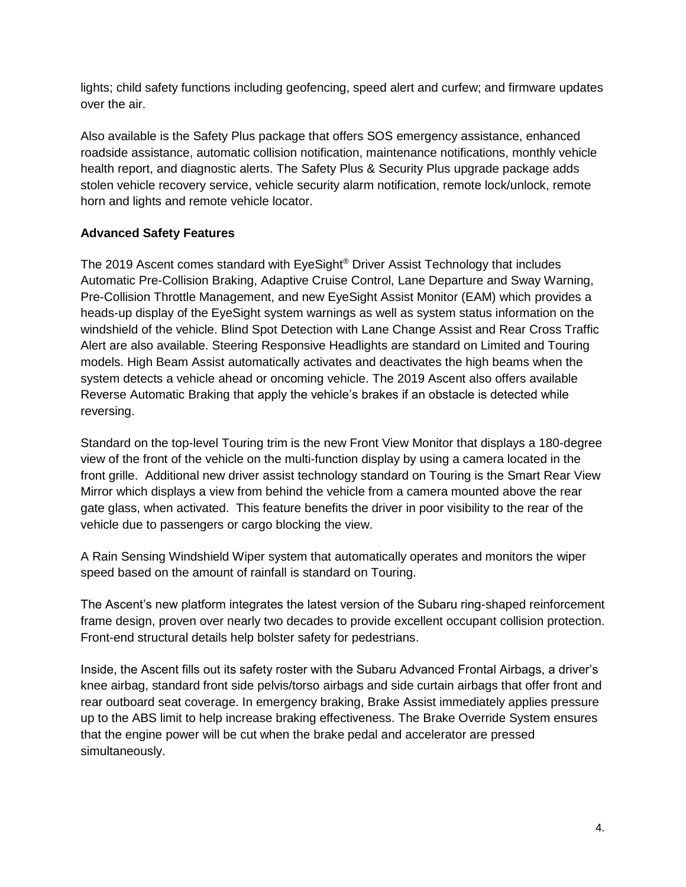lights; child safety functions including geofencing, speed alert and curfew; and firmware updates over the air.

Also available is the Safety Plus package that offers SOS emergency assistance, enhanced roadside assistance, automatic collision notification, maintenance notifications, monthly vehicle health report, and diagnostic alerts. The Safety Plus & Security Plus upgrade package adds stolen vehicle recovery service, vehicle security alarm notification, remote lock/unlock, remote horn and lights and remote vehicle locator.

**Advanced Safety Features**

The 2019 Ascent comes standard with EyeSight® Driver Assist Technology that includes Automatic Pre-Collision Braking, Adaptive Cruise Control, Lane Departure and Sway Warning, Pre-Collision Throttle Management, and new EyeSight Assist Monitor (EAM) which provides a heads-up display of the EyeSight system warnings as well as system status information on the windshield of the vehicle. Blind Spot Detection with Lane Change Assist and Rear Cross Traffic Alert are also available. Steering Responsive Headlights are standard on Limited and Touring models. High Beam Assist automatically activates and deactivates the high beams when the system detects a vehicle ahead or oncoming vehicle. The 2019 Ascent also offers available Reverse Automatic Braking that apply the vehicle's brakes if an obstacle is detected while reversing.

Standard on the top-level Touring trim is the new Front View Monitor that displays a 180-degree view of the front of the vehicle on the multi-function display by using a camera located in the front grille. Additional new driver assist technology standard on Touring is the Smart Rear View Mirror which displays a view from behind the vehicle from a camera mounted above the rear gate glass, when activated. This feature benefits the driver in poor visibility to the rear of the vehicle due to passengers or cargo blocking the view.

A Rain Sensing Windshield Wiper system that automatically operates and monitors the wiper speed based on the amount of rainfall is standard on Touring.

The Ascent's new platform integrates the latest version of the Subaru ring-shaped reinforcement frame design, proven over nearly two decades to provide excellent occupant collision protection. Front-end structural details help bolster safety for pedestrians.

Inside, the Ascent fills out its safety roster with the Subaru Advanced Frontal Airbags, a driver's knee airbag, standard front side pelvis/torso airbags and side curtain airbags that offer front and rear outboard seat coverage. In emergency braking, Brake Assist immediately applies pressure up to the ABS limit to help increase braking effectiveness. The Brake Override System ensures that the engine power will be cut when the brake pedal and accelerator are pressed simultaneously.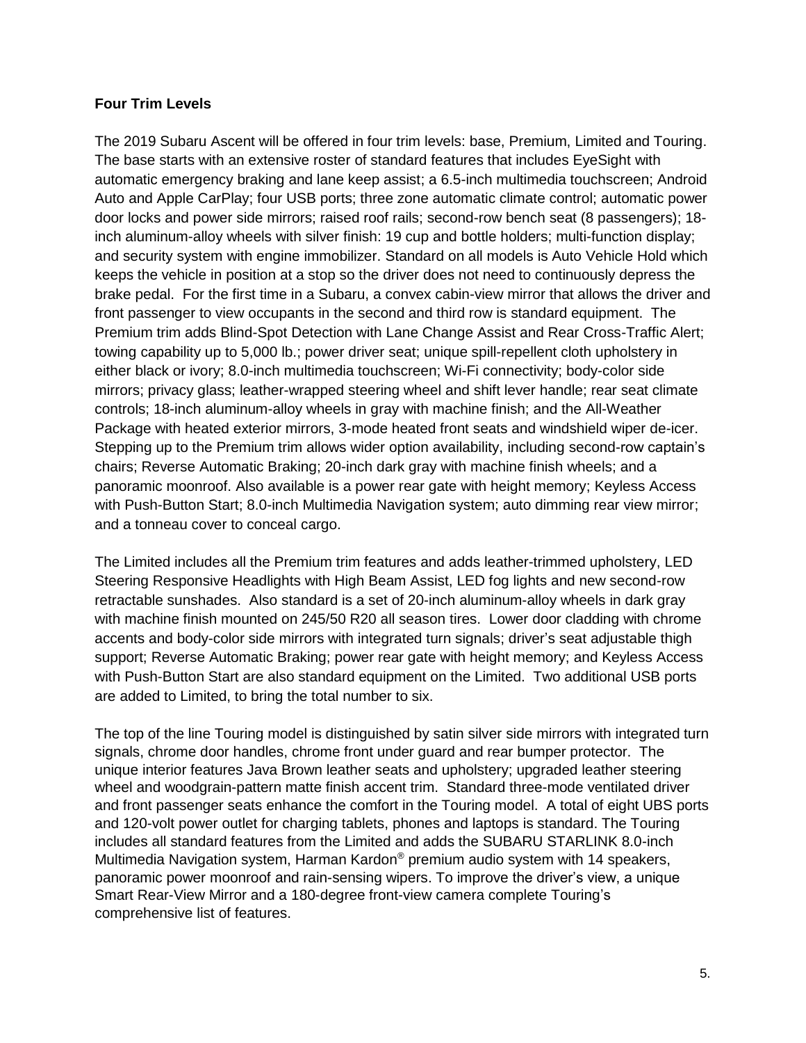**Four Trim Levels**

The 2019 Subaru Ascent will be offered in four trim levels: base, Premium, Limited and Touring. The base starts with an extensive roster of standard features that includes EyeSight with automatic emergency braking and lane keep assist; a 6.5-inch multimedia touchscreen; Android Auto and Apple CarPlay; four USB ports; three zone automatic climate control; automatic power door locks and power side mirrors; raised roof rails; second-row bench seat (8 passengers); 18-inch aluminum-alloy wheels with silver finish: 19 cup and bottle holders; multi-function display; and security system with engine immobilizer. Standard on all models is Auto Vehicle Hold which keeps the vehicle in position at a stop so the driver does not need to continuously depress the brake pedal. For the first time in a Subaru, a convex cabin-view mirror that allows the driver and front passenger to view occupants in the second and third row is standard equipment. The Premium trim adds Blind-Spot Detection with Lane Change Assist and Rear Cross-Traffic Alert; towing capability up to 5,000 lb.; power driver seat; unique spill-repellent cloth upholstery in either black or ivory; 8.0-inch multimedia touchscreen; Wi-Fi connectivity; body-color side mirrors; privacy glass; leather-wrapped steering wheel and shift lever handle; rear seat climate controls; 18-inch aluminum-alloy wheels in gray with machine finish; and the All-Weather Package with heated exterior mirrors, 3-mode heated front seats and windshield wiper de-icer. Stepping up to the Premium trim allows wider option availability, including second-row captain's chairs; Reverse Automatic Braking; 20-inch dark gray with machine finish wheels; and a panoramic moonroof. Also available is a power rear gate with height memory; Keyless Access with Push-Button Start; 8.0-inch Multimedia Navigation system; auto dimming rear view mirror; and a tonneau cover to conceal cargo.

The Limited includes all the Premium trim features and adds leather-trimmed upholstery, LED Steering Responsive Headlights with High Beam Assist, LED fog lights and new second-row retractable sunshades. Also standard is a set of 20-inch aluminum-alloy wheels in dark gray with machine finish mounted on 245/50 R20 all season tires. Lower door cladding with chrome accents and body-color side mirrors with integrated turn signals; driver's seat adjustable thigh support; Reverse Automatic Braking; power rear gate with height memory; and Keyless Access with Push-Button Start are also standard equipment on the Limited. Two additional USB ports are added to Limited, to bring the total number to six.

The top of the line Touring model is distinguished by satin silver side mirrors with integrated turn signals, chrome door handles, chrome front under guard and rear bumper protector. The unique interior features Java Brown leather seats and upholstery; upgraded leather steering wheel and woodgrain-pattern matte finish accent trim. Standard three-mode ventilated driver and front passenger seats enhance the comfort in the Touring model. A total of eight UBS ports and 120-volt power outlet for charging tablets, phones and laptops is standard. The Touring includes all standard features from the Limited and adds the SUBARU STARLINK 8.0-inch Multimedia Navigation system, Harman Kardon® premium audio system with 14 speakers, panoramic power moonroof and rain-sensing wipers. To improve the driver's view, a unique Smart Rear-View Mirror and a 180-degree front-view camera complete Touring's comprehensive list of features.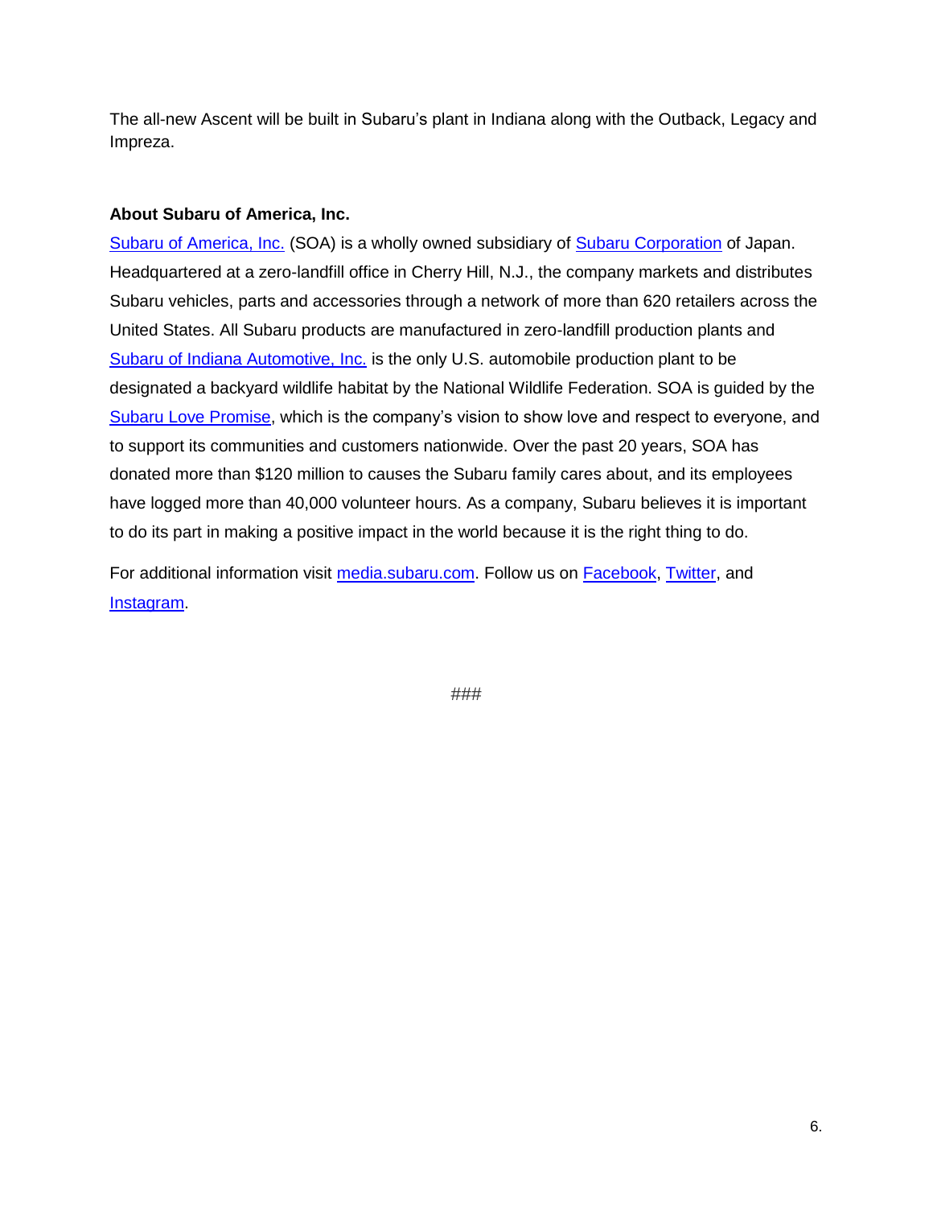The all-new Ascent will be built in Subaru's plant in Indiana along with the Outback, Legacy and Impreza.

**About Subaru of America, Inc.**

Subaru of America, Inc. (SOA) is a wholly owned subsidiary of Subaru Corporation of Japan. Headquartered at a zero-landfill office in Cherry Hill, N.J., the company markets and distributes Subaru vehicles, parts and accessories through a network of more than 620 retailers across the United States. All Subaru products are manufactured in zero-landfill production plants and Subaru of Indiana Automotive, Inc. is the only U.S. automobile production plant to be designated a backyard wildlife habitat by the National Wildlife Federation. SOA is guided by the Subaru Love Promise, which is the company's vision to show love and respect to everyone, and to support its communities and customers nationwide. Over the past 20 years, SOA has donated more than $120 million to causes the Subaru family cares about, and its employees have logged more than 40,000 volunteer hours. As a company, Subaru believes it is important to do its part in making a positive impact in the world because it is the right thing to do.

For additional information visit media.subaru.com. Follow us on Facebook, Twitter, and Instagram.

###